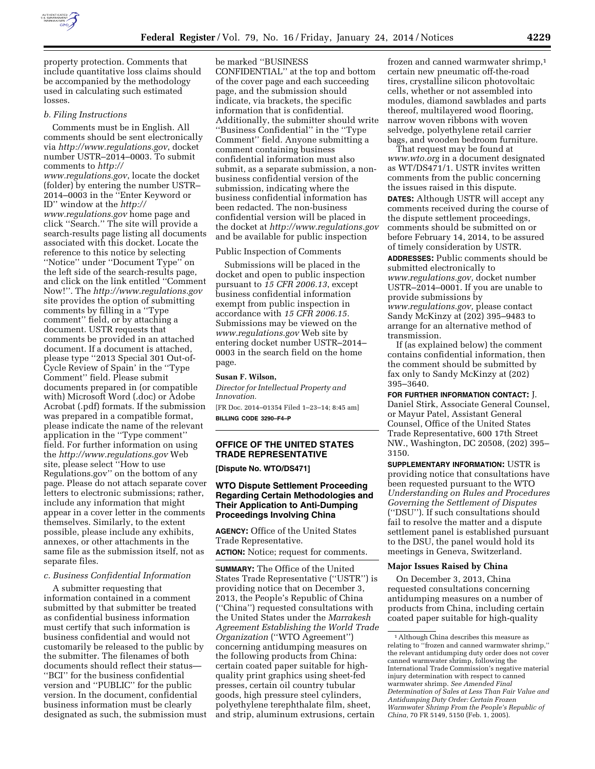property protection. Comments that include quantitative loss claims should be accompanied by the methodology used in calculating such estimated losses.

*b. Filing Instructions*

Comments must be in English. All comments should be sent electronically via *http://www.regulations.gov*, docket number USTR–2014–0003. To submit comments to *http://www.regulations.gov*, locate the docket (folder) by entering the number USTR–2014–0003 in the ''Enter Keyword or ID'' window at the *http://www.regulations.gov* home page and click ''Search.'' The site will provide a search-results page listing all documents associated with this docket. Locate the reference to this notice by selecting ''Notice'' under ''Document Type'' on the left side of the search-results page, and click on the link entitled ''Comment Now!''. The *http://www.regulations.gov* site provides the option of submitting comments by filling in a ''Type comment'' field, or by attaching a document. USTR requests that comments be provided in an attached document. If a document is attached, please type ''2013 Special 301 Out-of-Cycle Review of Spain' in the ''Type Comment'' field. Please submit documents prepared in (or compatible with) Microsoft Word (.doc) or Adobe Acrobat (.pdf) formats. If the submission was prepared in a compatible format, please indicate the name of the relevant application in the ''Type comment'' field. For further information on using the *http://www.regulations.gov* Web site, please select ''How to use Regulations.gov'' on the bottom of any page. Please do not attach separate cover letters to electronic submissions; rather, include any information that might appear in a cover letter in the comments themselves. Similarly, to the extent possible, please include any exhibits, annexes, or other attachments in the same file as the submission itself, not as separate files.

*c. Business Confidential Information*

A submitter requesting that information contained in a comment submitted by that submitter be treated as confidential business information must certify that such information is business confidential and would not customarily be released to the public by the submitter. The filenames of both documents should reflect their status—''BCI'' for the business confidential version and ''PUBLIC'' for the public version. In the document, confidential business information must be clearly designated as such, the submission must be marked ''BUSINESS CONFIDENTIAL'' at the top and bottom of the cover page and each succeeding page, and the submission should indicate, via brackets, the specific information that is confidential. Additionally, the submitter should write ''Business Confidential'' in the ''Type Comment'' field. Anyone submitting a comment containing business confidential information must also submit, as a separate submission, a non-business confidential version of the submission, indicating where the business confidential information has been redacted. The non-business confidential version will be placed in the docket at *http://www.regulations.gov* and be available for public inspection

Public Inspection of Comments

Submissions will be placed in the docket and open to public inspection pursuant to *15 CFR 2006.13*, except business confidential information exempt from public inspection in accordance with *15 CFR 2006.15.* Submissions may be viewed on the *www.regulations.gov* Web site by entering docket number USTR–2014–0003 in the search field on the home page.

**Susan F. Wilson,**

*Director for Intellectual Property and Innovation.*

[FR Doc. 2014–01354 Filed 1–23–14; 8:45 am]

**BILLING CODE 3290–F4–P**

## OFFICE OF THE UNITED STATES TRADE REPRESENTATIVE

**[Dispute No. WTO/DS471]**

### WTO Dispute Settlement Proceeding Regarding Certain Methodologies and Their Application to Anti-Dumping Proceedings Involving China

**AGENCY:** Office of the United States Trade Representative.

**ACTION:** Notice; request for comments.

**SUMMARY:** The Office of the United States Trade Representative (''USTR'') is providing notice that on December 3, 2013, the People's Republic of China (''China'') requested consultations with the United States under the *Marrakesh Agreement Establishing the World Trade Organization* (''WTO Agreement'') concerning antidumping measures on the following products from China: certain coated paper suitable for high-quality print graphics using sheet-fed presses, certain oil country tubular goods, high pressure steel cylinders, polyethylene terephthalate film, sheet, and strip, aluminum extrusions, certain frozen and canned warmwater shrimp,[1] certain new pneumatic off-the-road tires, crystalline silicon photovoltaic cells, whether or not assembled into modules, diamond sawblades and parts thereof, multilayered wood flooring, narrow woven ribbons with woven selvedge, polyethylene retail carrier bags, and wooden bedroom furniture.

That request may be found at *www.wto.org* in a document designated as WT/DS471/1. USTR invites written comments from the public concerning the issues raised in this dispute.

**DATES:** Although USTR will accept any comments received during the course of the dispute settlement proceedings, comments should be submitted on or before February 14, 2014, to be assured of timely consideration by USTR.

**ADDRESSES:** Public comments should be submitted electronically to *www.regulations.gov,* docket number USTR–2014–0001. If you are unable to provide submissions by *www.regulations.gov,* please contact Sandy McKinzy at (202) 395–9483 to arrange for an alternative method of transmission.

If (as explained below) the comment contains confidential information, then the comment should be submitted by fax only to Sandy McKinzy at (202) 395–3640.

**FOR FURTHER INFORMATION CONTACT:** J. Daniel Stirk, Associate General Counsel, or Mayur Patel, Assistant General Counsel, Office of the United States Trade Representative, 600 17th Street NW., Washington, DC 20508, (202) 395–3150.

**SUPPLEMENTARY INFORMATION:** USTR is providing notice that consultations have been requested pursuant to the WTO *Understanding on Rules and Procedures Governing the Settlement of Disputes* (''DSU''). If such consultations should fail to resolve the matter and a dispute settlement panel is established pursuant to the DSU, the panel would hold its meetings in Geneva, Switzerland.

**Major Issues Raised by China**

On December 3, 2013, China requested consultations concerning antidumping measures on a number of products from China, including certain coated paper suitable for high-quality

---

[1] Although China describes this measure as relating to ''frozen and canned warmwater shrimp,'' the relevant antidumping duty order does not cover canned warmwater shrimp, following the International Trade Commission's negative material injury determination with respect to canned warmwater shrimp. *See Amended Final Determination of Sales at Less Than Fair Value and Antidumping Duty Order: Certain Frozen Warmwater Shrimp From the People's Republic of China,* 70 FR 5149, 5150 (Feb. 1, 2005).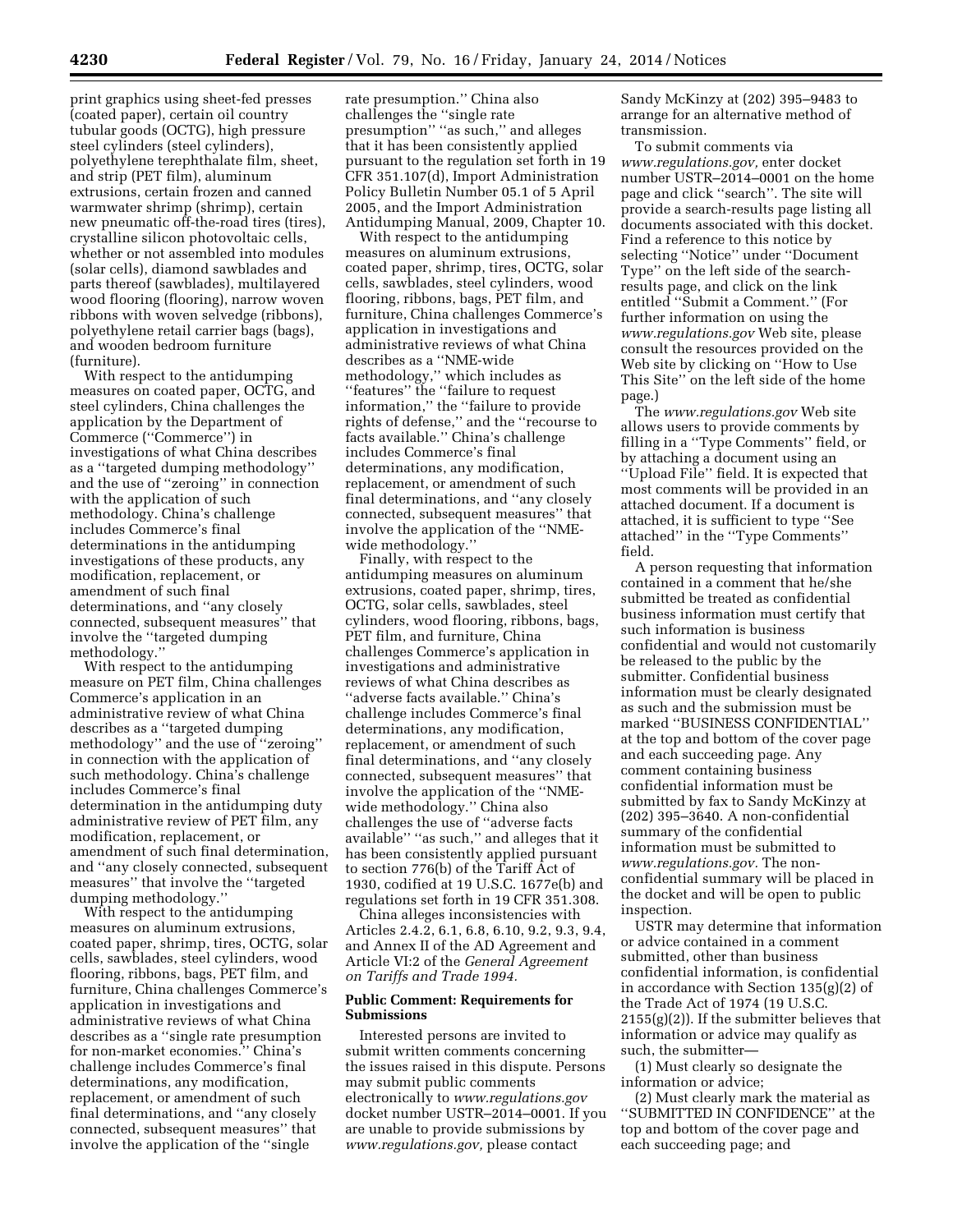print graphics using sheet-fed presses (coated paper), certain oil country tubular goods (OCTG), high pressure steel cylinders (steel cylinders), polyethylene terephthalate film, sheet, and strip (PET film), aluminum extrusions, certain frozen and canned warmwater shrimp (shrimp), certain new pneumatic off-the-road tires (tires), crystalline silicon photovoltaic cells, whether or not assembled into modules (solar cells), diamond sawblades and parts thereof (sawblades), multilayered wood flooring (flooring), narrow woven ribbons with woven selvedge (ribbons), polyethylene retail carrier bags (bags), and wooden bedroom furniture (furniture).

With respect to the antidumping measures on coated paper, OCTG, and steel cylinders, China challenges the application by the Department of Commerce (''Commerce'') in investigations of what China describes as a ''targeted dumping methodology'' and the use of ''zeroing'' in connection with the application of such methodology. China's challenge includes Commerce's final determinations in the antidumping investigations of these products, any modification, replacement, or amendment of such final determinations, and ''any closely connected, subsequent measures'' that involve the ''targeted dumping methodology.''

With respect to the antidumping measure on PET film, China challenges Commerce's application in an administrative review of what China describes as a ''targeted dumping methodology'' and the use of ''zeroing'' in connection with the application of such methodology. China's challenge includes Commerce's final determination in the antidumping duty administrative review of PET film, any modification, replacement, or amendment of such final determination, and ''any closely connected, subsequent measures'' that involve the ''targeted dumping methodology.''

With respect to the antidumping measures on aluminum extrusions, coated paper, shrimp, tires, OCTG, solar cells, sawblades, steel cylinders, wood flooring, ribbons, bags, PET film, and furniture, China challenges Commerce's application in investigations and administrative reviews of what China describes as a ''single rate presumption for non-market economies.'' China's challenge includes Commerce's final determinations, any modification, replacement, or amendment of such final determinations, and ''any closely connected, subsequent measures'' that involve the application of the ''single rate presumption.'' China also challenges the ''single rate presumption'' ''as such,'' and alleges that it has been consistently applied pursuant to the regulation set forth in 19 CFR 351.107(d), Import Administration Policy Bulletin Number 05.1 of 5 April 2005, and the Import Administration Antidumping Manual, 2009, Chapter 10.

With respect to the antidumping measures on aluminum extrusions, coated paper, shrimp, tires, OCTG, solar cells, sawblades, steel cylinders, wood flooring, ribbons, bags, PET film, and furniture, China challenges Commerce's application in investigations and administrative reviews of what China describes as a ''NME-wide methodology,'' which includes as ''features'' the ''failure to request information,'' the ''failure to provide rights of defense,'' and the ''recourse to facts available.'' China's challenge includes Commerce's final determinations, any modification, replacement, or amendment of such final determinations, and ''any closely connected, subsequent measures'' that involve the application of the ''NME-wide methodology.''

Finally, with respect to the antidumping measures on aluminum extrusions, coated paper, shrimp, tires, OCTG, solar cells, sawblades, steel cylinders, wood flooring, ribbons, bags, PET film, and furniture, China challenges Commerce's application in investigations and administrative reviews of what China describes as ''adverse facts available.'' China's challenge includes Commerce's final determinations, any modification, replacement, or amendment of such final determinations, and ''any closely connected, subsequent measures'' that involve the application of the ''NME-wide methodology.'' China also challenges the use of ''adverse facts available'' ''as such,'' and alleges that it has been consistently applied pursuant to section 776(b) of the Tariff Act of 1930, codified at 19 U.S.C. 1677e(b) and regulations set forth in 19 CFR 351.308.

China alleges inconsistencies with Articles 2.4.2, 6.1, 6.8, 6.10, 9.2, 9.3, 9.4, and Annex II of the AD Agreement and Article VI:2 of the *General Agreement on Tariffs and Trade 1994.*

**Public Comment: Requirements for Submissions**

Interested persons are invited to submit written comments concerning the issues raised in this dispute. Persons may submit public comments electronically to *www.regulations.gov* docket number USTR–2014–0001. If you are unable to provide submissions by *www.regulations.gov,* please contact Sandy McKinzy at (202) 395–9483 to arrange for an alternative method of transmission.

To submit comments via *www.regulations.gov,* enter docket number USTR–2014–0001 on the home page and click ''search''. The site will provide a search-results page listing all documents associated with this docket. Find a reference to this notice by selecting ''Notice'' under ''Document Type'' on the left side of the search-results page, and click on the link entitled ''Submit a Comment.'' (For further information on using the *www.regulations.gov* Web site, please consult the resources provided on the Web site by clicking on ''How to Use This Site'' on the left side of the home page.)

The *www.regulations.gov* Web site allows users to provide comments by filling in a ''Type Comments'' field, or by attaching a document using an ''Upload File'' field. It is expected that most comments will be provided in an attached document. If a document is attached, it is sufficient to type ''See attached'' in the ''Type Comments'' field.

A person requesting that information contained in a comment that he/she submitted be treated as confidential business information must certify that such information is business confidential and would not customarily be released to the public by the submitter. Confidential business information must be clearly designated as such and the submission must be marked ''BUSINESS CONFIDENTIAL'' at the top and bottom of the cover page and each succeeding page. Any comment containing business confidential information must be submitted by fax to Sandy McKinzy at (202) 395–3640. A non-confidential summary of the confidential information must be submitted to *www.regulations.gov.* The non-confidential summary will be placed in the docket and will be open to public inspection.

USTR may determine that information or advice contained in a comment submitted, other than business confidential information, is confidential in accordance with Section 135(g)(2) of the Trade Act of 1974 (19 U.S.C. 2155(g)(2)). If the submitter believes that information or advice may qualify as such, the submitter—

(1) Must clearly so designate the information or advice;

(2) Must clearly mark the material as ''SUBMITTED IN CONFIDENCE'' at the top and bottom of the cover page and each succeeding page; and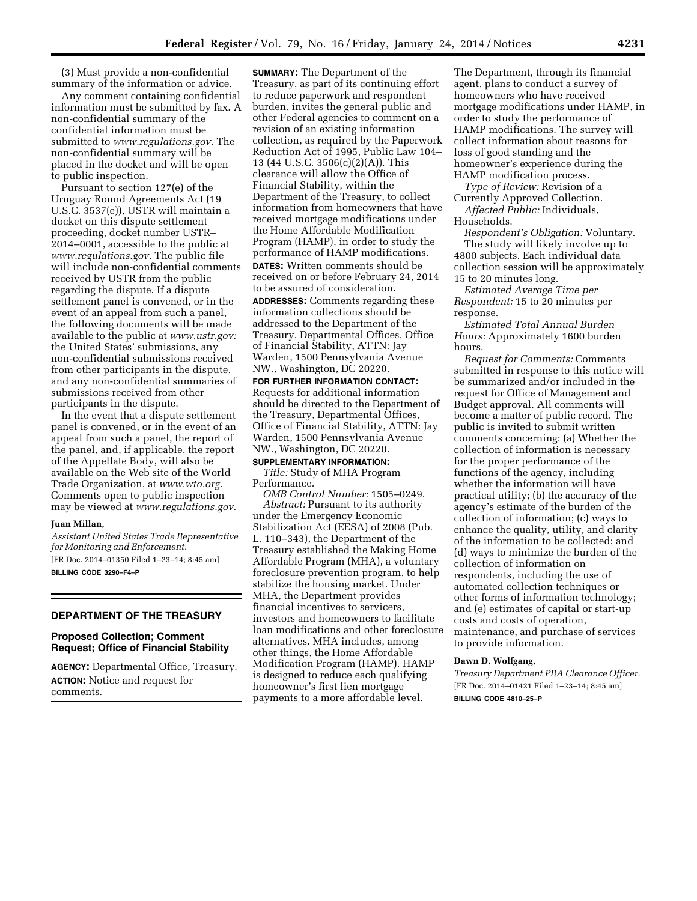(3) Must provide a non-confidential summary of the information or advice.

Any comment containing confidential information must be submitted by fax. A non-confidential summary of the confidential information must be submitted to *www.regulations.gov.* The non-confidential summary will be placed in the docket and will be open to public inspection.

Pursuant to section 127(e) of the Uruguay Round Agreements Act (19 U.S.C. 3537(e)), USTR will maintain a docket on this dispute settlement proceeding, docket number USTR–2014–0001, accessible to the public at *www.regulations.gov.* The public file will include non-confidential comments received by USTR from the public regarding the dispute. If a dispute settlement panel is convened, or in the event of an appeal from such a panel, the following documents will be made available to the public at *www.ustr.gov:* the United States' submissions, any non-confidential submissions received from other participants in the dispute, and any non-confidential summaries of submissions received from other participants in the dispute.

In the event that a dispute settlement panel is convened, or in the event of an appeal from such a panel, the report of the panel, and, if applicable, the report of the Appellate Body, will also be available on the Web site of the World Trade Organization, at *www.wto.org.* Comments open to public inspection may be viewed at *www.regulations.gov.*

**Juan Millan,**

*Assistant United States Trade Representative for Monitoring and Enforcement.*

[FR Doc. 2014–01350 Filed 1–23–14; 8:45 am]

**BILLING CODE 3290–F4–P**

## DEPARTMENT OF THE TREASURY

### Proposed Collection; Comment Request; Office of Financial Stability

**AGENCY:** Departmental Office, Treasury.

**ACTION:** Notice and request for comments.

**SUMMARY:** The Department of the Treasury, as part of its continuing effort to reduce paperwork and respondent burden, invites the general public and other Federal agencies to comment on a revision of an existing information collection, as required by the Paperwork Reduction Act of 1995, Public Law 104–13 (44 U.S.C. 3506(c)(2)(A)). This clearance will allow the Office of Financial Stability, within the Department of the Treasury, to collect information from homeowners that have received mortgage modifications under the Home Affordable Modification Program (HAMP), in order to study the performance of HAMP modifications.

**DATES:** Written comments should be received on or before February 24, 2014 to be assured of consideration.

**ADDRESSES:** Comments regarding these information collections should be addressed to the Department of the Treasury, Departmental Offices, Office of Financial Stability, ATTN: Jay Warden, 1500 Pennsylvania Avenue NW., Washington, DC 20220.

**FOR FURTHER INFORMATION CONTACT:** Requests for additional information should be directed to the Department of the Treasury, Departmental Offices, Office of Financial Stability, ATTN: Jay Warden, 1500 Pennsylvania Avenue NW., Washington, DC 20220.

**SUPPLEMENTARY INFORMATION:**

*Title:* Study of MHA Program Performance.

*OMB Control Number:* 1505–0249.

*Abstract:* Pursuant to its authority under the Emergency Economic Stabilization Act (EESA) of 2008 (Pub. L. 110–343), the Department of the Treasury established the Making Home Affordable Program (MHA), a voluntary foreclosure prevention program, to help stabilize the housing market. Under MHA, the Department provides financial incentives to servicers, investors and homeowners to facilitate loan modifications and other foreclosure alternatives. MHA includes, among other things, the Home Affordable Modification Program (HAMP). HAMP is designed to reduce each qualifying homeowner's first lien mortgage payments to a more affordable level. The Department, through its financial agent, plans to conduct a survey of homeowners who have received mortgage modifications under HAMP, in order to study the performance of HAMP modifications. The survey will collect information about reasons for loss of good standing and the homeowner's experience during the HAMP modification process.

*Type of Review:* Revision of a Currently Approved Collection.

*Affected Public:* Individuals, Households.

*Respondent's Obligation:* Voluntary.

The study will likely involve up to 4800 subjects. Each individual data collection session will be approximately 15 to 20 minutes long.

*Estimated Average Time per Respondent:* 15 to 20 minutes per response.

*Estimated Total Annual Burden Hours:* Approximately 1600 burden hours.

*Request for Comments:* Comments submitted in response to this notice will be summarized and/or included in the request for Office of Management and Budget approval. All comments will become a matter of public record. The public is invited to submit written comments concerning: (a) Whether the collection of information is necessary for the proper performance of the functions of the agency, including whether the information will have practical utility; (b) the accuracy of the agency's estimate of the burden of the collection of information; (c) ways to enhance the quality, utility, and clarity of the information to be collected; and (d) ways to minimize the burden of the collection of information on respondents, including the use of automated collection techniques or other forms of information technology; and (e) estimates of capital or start-up costs and costs of operation, maintenance, and purchase of services to provide information.

**Dawn D. Wolfgang,**

*Treasury Department PRA Clearance Officer.*

[FR Doc. 2014–01421 Filed 1–23–14; 8:45 am]

**BILLING CODE 4810–25–P**